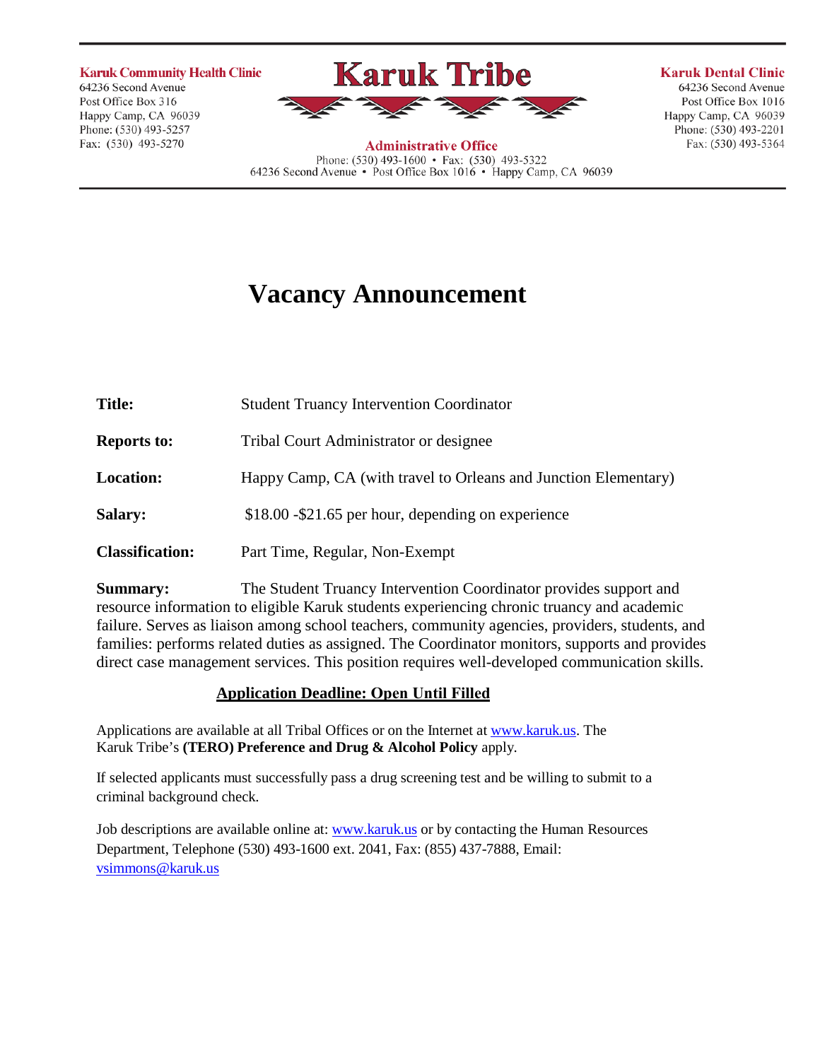**Karuk Community Health Clinic**
64236 Second Avenue
Post Office Box 316
Happy Camp, CA 96039
Phone: (530) 493-5257
Fax: (530) 493-5270

# Karuk Tribe

**Administrative Office**
Phone: (530) 493-1600 • Fax: (530) 493-5322
64236 Second Avenue • Post Office Box 1016 • Happy Camp, CA 96039

**Karuk Dental Clinic**
64236 Second Avenue
Post Office Box 1016
Happy Camp, CA 96039
Phone: (530) 493-2201
Fax: (530) 493-5364

## Vacancy Announcement

**Title:** Student Truancy Intervention Coordinator

**Reports to:** Tribal Court Administrator or designee

**Location:** Happy Camp, CA (with travel to Orleans and Junction Elementary)

**Salary:** $18.00 -$21.65 per hour, depending on experience

**Classification:** Part Time, Regular, Non-Exempt

**Summary:** The Student Truancy Intervention Coordinator provides support and resource information to eligible Karuk students experiencing chronic truancy and academic failure. Serves as liaison among school teachers, community agencies, providers, students, and families: performs related duties as assigned. The Coordinator monitors, supports and provides direct case management services. This position requires well-developed communication skills.

**Application Deadline: Open Until Filled**

Applications are available at all Tribal Offices or on the Internet at www.karuk.us. The Karuk Tribe's **(TERO) Preference and Drug & Alcohol Policy** apply.

If selected applicants must successfully pass a drug screening test and be willing to submit to a criminal background check.

Job descriptions are available online at: www.karuk.us or by contacting the Human Resources Department, Telephone (530) 493-1600 ext. 2041, Fax: (855) 437-7888, Email: vsimmons@karuk.us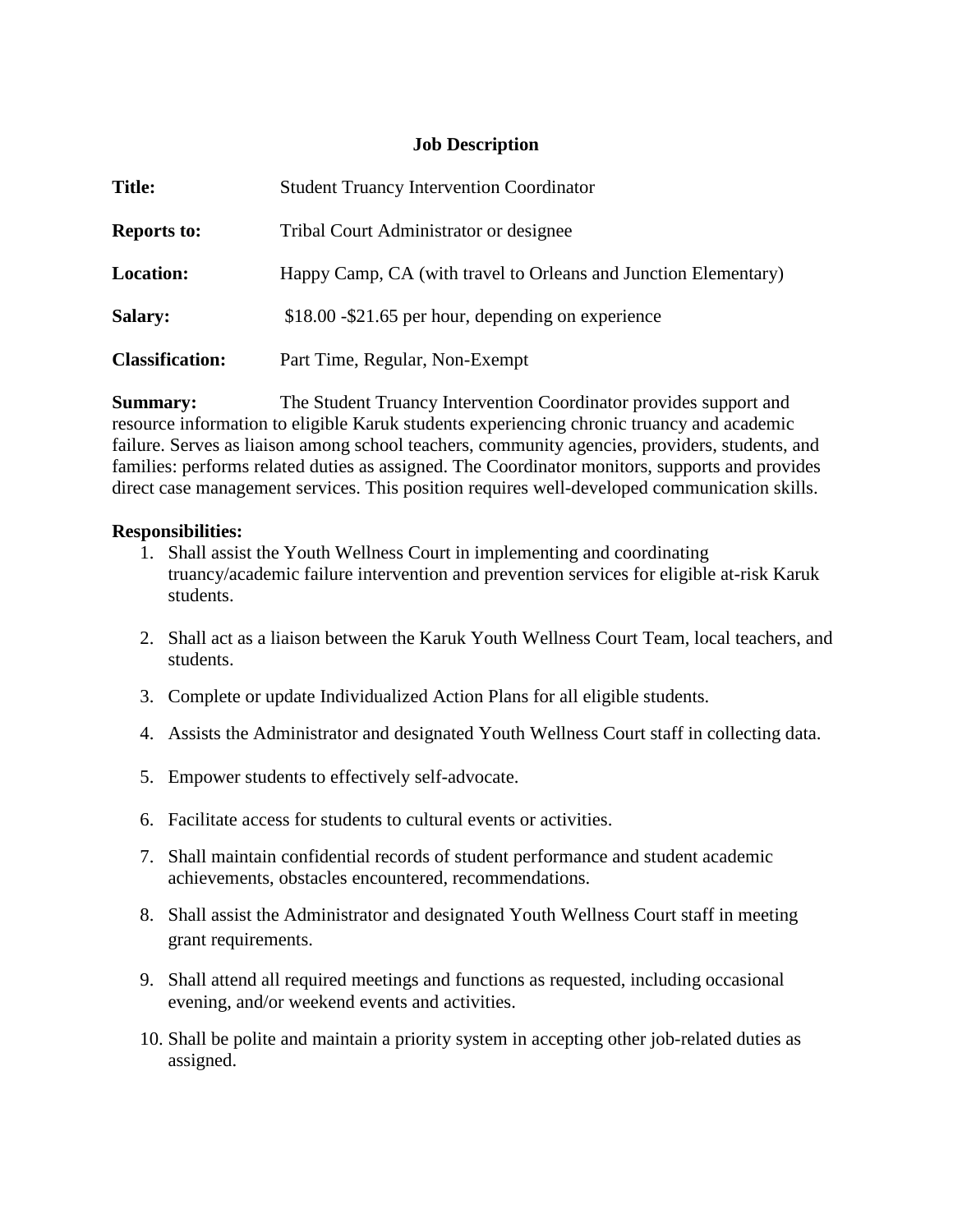## Job Description

**Title:** Student Truancy Intervention Coordinator

**Reports to:** Tribal Court Administrator or designee

**Location:** Happy Camp, CA (with travel to Orleans and Junction Elementary)

**Salary:** $18.00 -$21.65 per hour, depending on experience

**Classification:** Part Time, Regular, Non-Exempt

**Summary:** The Student Truancy Intervention Coordinator provides support and resource information to eligible Karuk students experiencing chronic truancy and academic failure. Serves as liaison among school teachers, community agencies, providers, students, and families: performs related duties as assigned. The Coordinator monitors, supports and provides direct case management services. This position requires well-developed communication skills.

**Responsibilities:**

1. Shall assist the Youth Wellness Court in implementing and coordinating truancy/academic failure intervention and prevention services for eligible at-risk Karuk students.
2. Shall act as a liaison between the Karuk Youth Wellness Court Team, local teachers, and students.
3. Complete or update Individualized Action Plans for all eligible students.
4. Assists the Administrator and designated Youth Wellness Court staff in collecting data.
5. Empower students to effectively self-advocate.
6. Facilitate access for students to cultural events or activities.
7. Shall maintain confidential records of student performance and student academic achievements, obstacles encountered, recommendations.
8. Shall assist the Administrator and designated Youth Wellness Court staff in meeting grant requirements.
9. Shall attend all required meetings and functions as requested, including occasional evening, and/or weekend events and activities.
10. Shall be polite and maintain a priority system in accepting other job-related duties as assigned.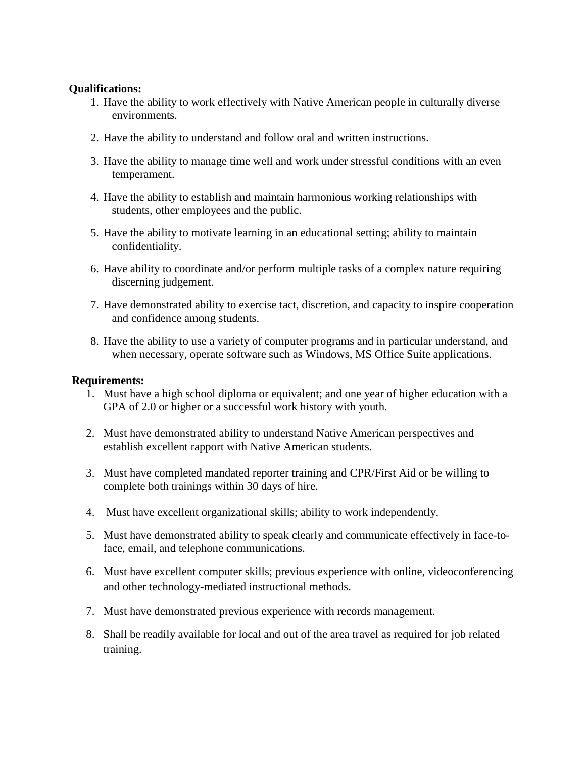**Qualifications:**

1. Have the ability to work effectively with Native American people in culturally diverse environments.
2. Have the ability to understand and follow oral and written instructions.
3. Have the ability to manage time well and work under stressful conditions with an even temperament.
4. Have the ability to establish and maintain harmonious working relationships with students, other employees and the public.
5. Have the ability to motivate learning in an educational setting; ability to maintain confidentiality.
6. Have ability to coordinate and/or perform multiple tasks of a complex nature requiring discerning judgement.
7. Have demonstrated ability to exercise tact, discretion, and capacity to inspire cooperation and confidence among students.
8. Have the ability to use a variety of computer programs and in particular understand, and when necessary, operate software such as Windows, MS Office Suite applications.

**Requirements:**

1. Must have a high school diploma or equivalent; and one year of higher education with a GPA of 2.0 or higher or a successful work history with youth.
2. Must have demonstrated ability to understand Native American perspectives and establish excellent rapport with Native American students.
3. Must have completed mandated reporter training and CPR/First Aid or be willing to complete both trainings within 30 days of hire.
4. Must have excellent organizational skills; ability to work independently.
5. Must have demonstrated ability to speak clearly and communicate effectively in face-to-face, email, and telephone communications.
6. Must have excellent computer skills; previous experience with online, videoconferencing and other technology-mediated instructional methods.
7. Must have demonstrated previous experience with records management.
8. Shall be readily available for local and out of the area travel as required for job related training.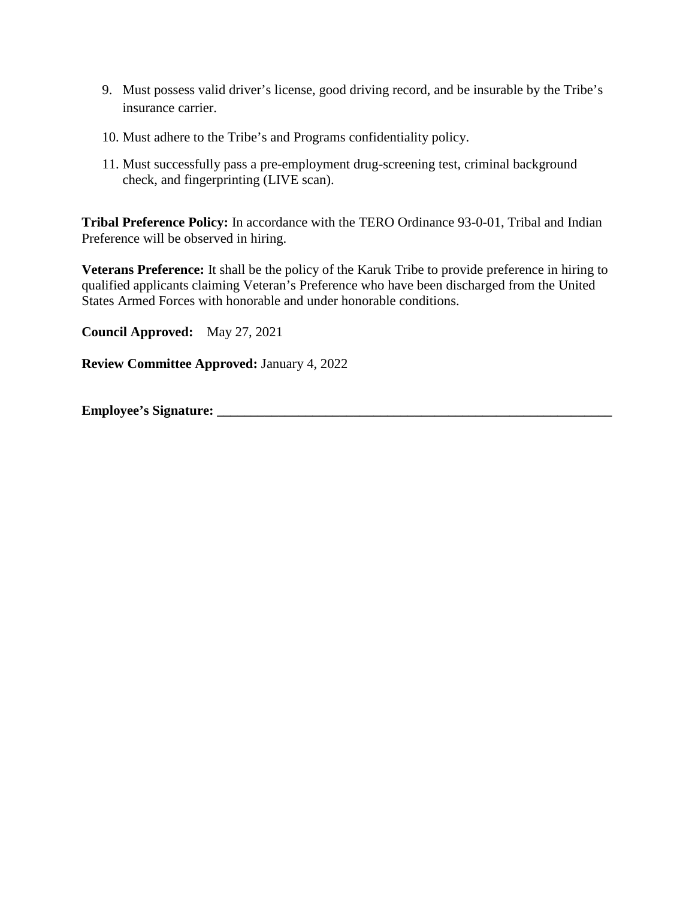9. Must possess valid driver's license, good driving record, and be insurable by the Tribe's insurance carrier.
10. Must adhere to the Tribe's and Programs confidentiality policy.
11. Must successfully pass a pre-employment drug-screening test, criminal background check, and fingerprinting (LIVE scan).

**Tribal Preference Policy:** In accordance with the TERO Ordinance 93-0-01, Tribal and Indian Preference will be observed in hiring.

**Veterans Preference:** It shall be the policy of the Karuk Tribe to provide preference in hiring to qualified applicants claiming Veteran's Preference who have been discharged from the United States Armed Forces with honorable and under honorable conditions.

**Council Approved:** May 27, 2021

**Review Committee Approved:** January 4, 2022

**Employee's Signature: ____________________________________________________________**